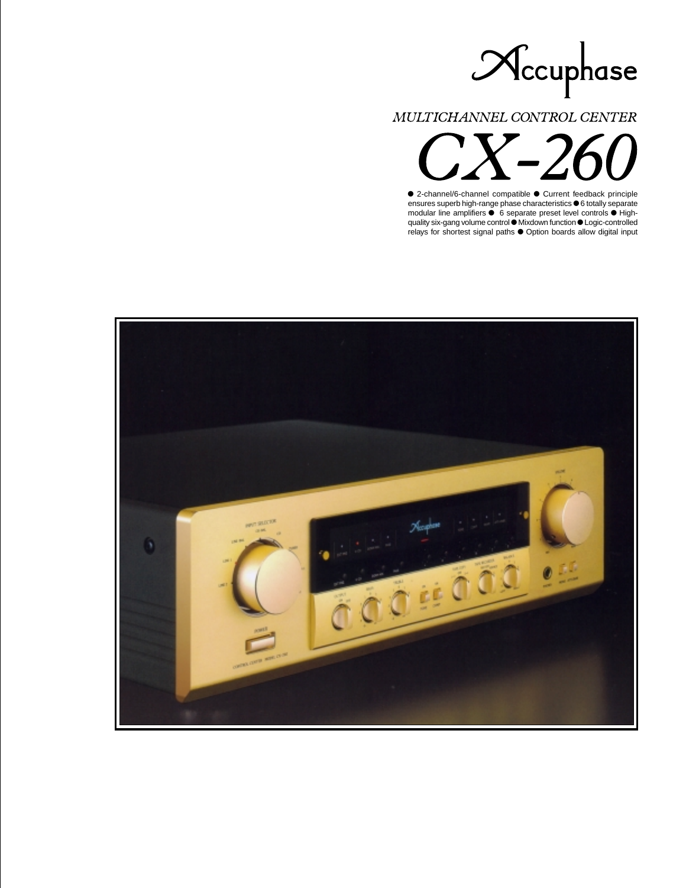# Accuphase

*MULTICHANNEL CONTROL CENTER*

# CX-260

● 2-channel/6-channel compatible ● Current feedback principle ensures superb high-range phase characteristics ● 6 totally separate modular line amplifiers ● 6 separate preset level controls ● High-quality six-gang volume control ● Mixdown function ● Logic-controlled relays for shortest signal paths ● Option boards allow digital input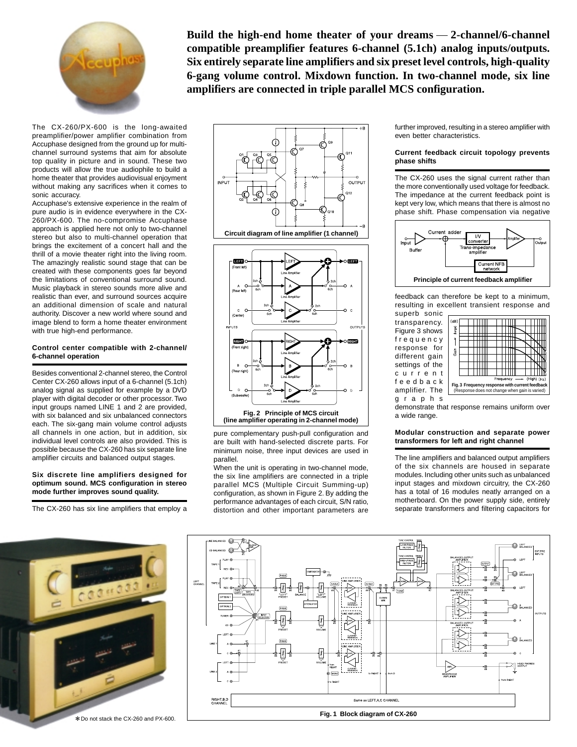**Build the high-end home theater of your dreams — 2-channel/6-channel compatible preamplifier features 6-channel (5.1ch) analog inputs/outputs. Six entirely separate line amplifiers and six preset level controls, high-quality 6-gang volume control. Mixdown function. In two-channel mode, six line amplifiers are connected in triple parallel MCS configuration.**

The CX-260/PX-600 is the long-awaited preamplifier/power amplifier combination from Accuphase designed from the ground up for multi-channel surround systems that aim for absolute top quality in picture and in sound. These two products will allow the true audiophile to build a home theater that provides audiovisual enjoyment without making any sacrifices when it comes to sonic accuracy.

Accuphase's extensive experience in the realm of pure audio is in evidence everywhere in the CX-260/PX-600. The no-compromise Accuphase approach is applied here not only to two-channel stereo but also to multi-channel operation that brings the excitement of a concert hall and the thrill of a movie theater right into the living room. The amazingly realistic sound stage that can be created with these components goes far beyond the limitations of conventional surround sound. Music playback in stereo sounds more alive and realistic than ever, and surround sources acquire an additional dimension of scale and natural authority. Discover a new world where sound and image blend to form a home theater environment with true high-end performance.

### Control center compatible with 2-channel/6-channel operation

Besides conventional 2-channel stereo, the Control Center CX-260 allows input of a 6-channel (5.1ch) analog signal as supplied for example by a DVD player with digital decoder or other processor. Two input groups named LINE 1 and 2 are provided, with six balanced and six unbalanced connectors each. The six-gang main volume control adjusts all channels in one action, but in addition, six individual level controls are also provided. This is possible because the CX-260 has six separate line amplifier circuits and balanced output stages.

### Six discrete line amplifiers designed for optimum sound. MCS configuration in stereo mode further improves sound quality.

The CX-260 has six line amplifiers that employ a pure complementary push-pull configuration and are built with hand-selected discrete parts. For minimum noise, three input devices are used in parallel.

When the unit is operating in two-channel mode, the six line amplifiers are connected in a triple parallel MCS (Multiple Circuit Summing-up) configuration, as shown in Figure 2. By adding the performance advantages of each circuit, S/N ratio, distortion and other important parameters are further improved, resulting in a stereo amplifier with even better characteristics.

Circuit diagram of line amplifier (1 channel)

Fig. 2 Principle of MCS circuit (line amplifier operating in 2-channel mode)

### Current feedback circuit topology prevents phase shifts

The CX-260 uses the signal current rather than the more conventionally used voltage for feedback. The impedance at the current feedback point is kept very low, which means that there is almost no phase shift. Phase compensation via negative feedback can therefore be kept to a minimum, resulting in excellent transient response and superb sonic transparency. Figure 3 shows frequency response for different gain settings of the current feedback amplifier. The graphs demonstrate that response remains uniform over a wide range.

Principle of current feedback amplifier

Fig. 3 Frequency response with current feedback (Response does not change when gain is varied)

### Modular construction and separate power transformers for left and right channel

The line amplifiers and balanced output amplifiers of the six channels are housed in separate modules. Including other units such as unbalanced input stages and mixdown circuitry, the CX-260 has a total of 16 modules neatly arranged on a motherboard. On the power supply side, entirely separate transformers and filtering capacitors for

✻ Do not stack the CX-260 and PX-600.

Fig. 1 Block diagram of CX-260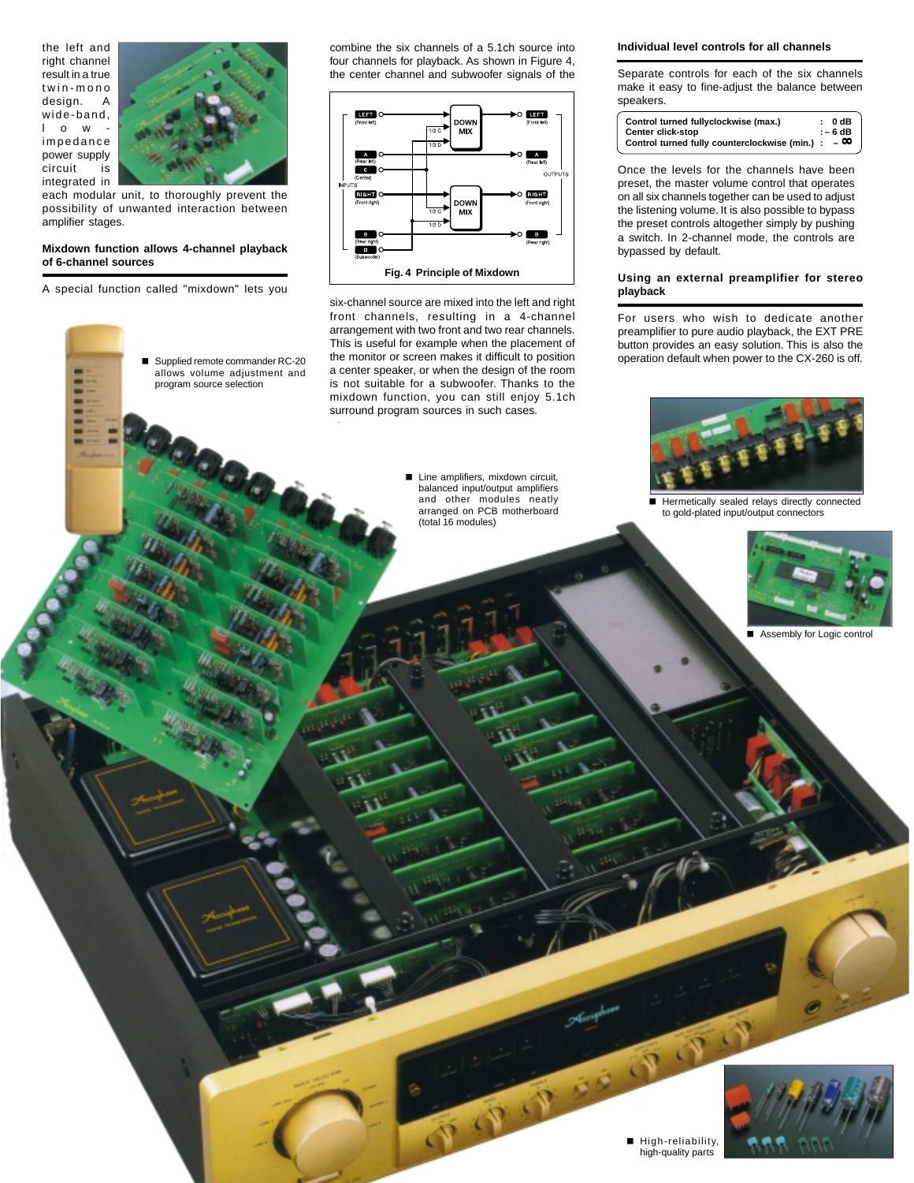the left and right channel result in a true twin-mono design. A wide-band, low-impedance power supply circuit is integrated in each modular unit, to thoroughly prevent the possibility of unwanted interaction between amplifier stages.

### Mixdown function allows 4-channel playback of 6-channel sources

A special function called "mixdown" lets you combine the six channels of a 5.1ch source into four channels for playback. As shown in Figure 4, the center channel and subwoofer signals of the six-channel source are mixed into the left and right front channels, resulting in a 4-channel arrangement with two front and two rear channels. This is useful for example when the placement of the monitor or screen makes it difficult to position a center speaker, or when the design of the room is not suitable for a subwoofer. Thanks to the mixdown function, you can still enjoy 5.1ch surround program sources in such cases.

**Fig. 4 Principle of Mixdown**

■ Supplied remote commander RC-20 allows volume adjustment and program source selection

■ Line amplifiers, mixdown circuit, balanced input/output amplifiers and other modules neatly arranged on PCB motherboard (total 16 modules)

### Individual level controls for all channels

Separate controls for each of the six channels make it easy to fine-adjust the balance between speakers.

| | | |
|---|---|---|
| **Control turned fullyclockwise (max.)** | : | **0 dB** |
| **Center click-stop** | : | **– 6 dB** |
| **Control turned fully counterclockwise (min.)** | : | **– ∞** |

Once the levels for the channels have been preset, the master volume control that operates on all six channels together can be used to adjust the listening volume. It is also possible to bypass the preset controls altogether simply by pushing a switch. In 2-channel mode, the controls are bypassed by default.

### Using an external preamplifier for stereo playback

For users who wish to dedicate another preamplifier to pure audio playback, the EXT PRE button provides an easy solution. This is also the operation default when power to the CX-260 is off.

■ Hermetically sealed relays directly connected to gold-plated input/output connectors

■ Assembly for Logic control

■ High-reliability, high-quality parts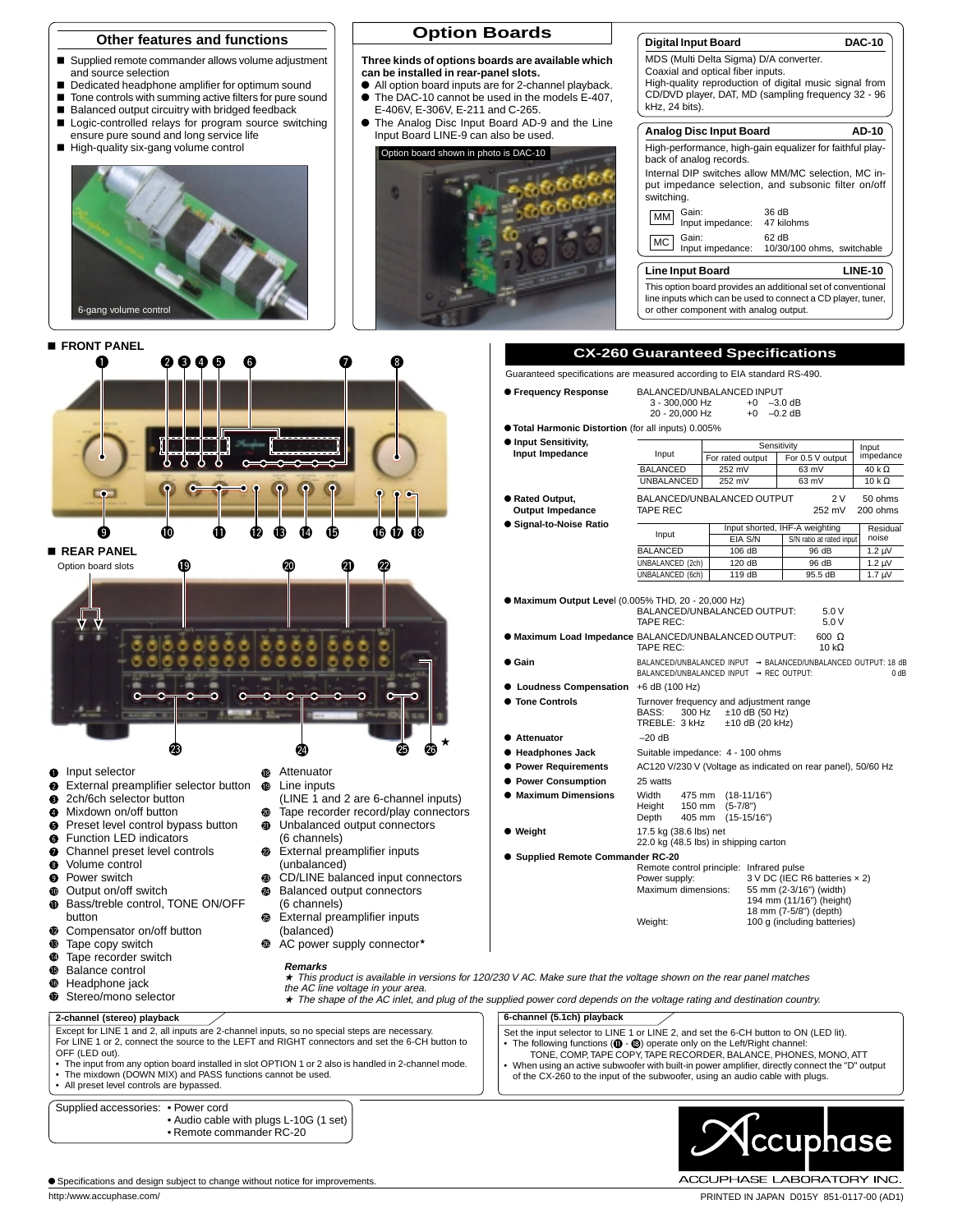## Other features and functions

- Supplied remote commander allows volume adjustment and source selection
- Dedicated headphone amplifier for optimum sound
- Tone controls with summing active filters for pure sound
- Balanced output circuitry with bridged feedback
- Logic-controlled relays for program source switching ensure pure sound and long service life
- High-quality six-gang volume control

6-gang volume control

## Option Boards

**Three kinds of options boards are available which can be installed in rear-panel slots.**

- All option board inputs are for 2-channel playback.
- The DAC-10 cannot be used in the models E-407, E-406V, E-306V, E-211 and C-265.
- The Analog Disc Input Board AD-9 and the Line Input Board LINE-9 can also be used.

Option board shown in photo is DAC-10

### Digital Input Board — DAC-10

MDS (Multi Delta Sigma) D/A converter.
Coaxial and optical fiber inputs.
High-quality reproduction of digital music signal from CD/DVD player, DAT, MD (sampling frequency 32 - 96 kHz, 24 bits).

### Analog Disc Input Board — AD-10

High-performance, high-gain equalizer for faithful playback of analog records.
Internal DIP switches allow MM/MC selection, MC input impedance selection, and subsonic filter on/off switching.

| | | |
|---|---|---|
| MM | Gain: | 36 dB |
| | Input impedance: | 47 kilohms |
| MC | Gain: | 62 dB |
| | Input impedance: | 10/30/100 ohms, switchable |

### Line Input Board — LINE-10

This option board provides an additional set of conventional line inputs which can be used to connect a CD player, tuner, or other component with analog output.

## ■ FRONT PANEL

## ■ REAR PANEL

Option board slots

1. Input selector
2. External preamplifier selector button
3. 2ch/6ch selector button
4. Mixdown on/off button
5. Preset level control bypass button
6. Function LED indicators
7. Channel preset level controls
8. Volume control
9. Power switch
10. Output on/off switch
11. Bass/treble control, TONE ON/OFF button
12. Compensator on/off button
13. Tape copy switch
14. Tape recorder switch
15. Balance control
16. Headphone jack
17. Stereo/mono selector
18. Attenuator
19. Line inputs (LINE 1 and 2 are 6-channel inputs)
20. Tape recorder record/play connectors
21. Unbalanced output connectors (6 channels)
22. External preamplifier inputs (unbalanced)
23. CD/LINE balanced input connectors
24. Balanced output connectors (6 channels)
25. External preamplifier inputs (balanced)
26. AC power supply connector★

## CX-260 Guaranteed Specifications

Guaranteed specifications are measured according to EIA standard RS-490.

- **Frequency Response**
  BALANCED/UNBALANCED INPUT
  3 - 300,000 Hz +0 –3.0 dB
  20 - 20,000 Hz +0 –0.2 dB
- **Total Harmonic Distortion** (for all inputs) 0.005%
- **Input Sensitivity, Input Impedance**

| Input | Sensitivity | | Input impedance |
|---|---|---|---|
| | For rated output | For 0.5 V output | |
| BALANCED | 252 mV | 63 mV | 40 kΩ |
| UNBALANCED | 252 mV | 63 mV | 10 kΩ |

- **Rated Output, Output Impedance**
  BALANCED/UNBALANCED OUTPUT 2 V 50 ohms
  TAPE REC 252 mV 200 ohms
- **Signal-to-Noise Ratio**

| Input | Input shorted, IHF-A weighting | | Residual noise |
|---|---|---|---|
| | EIA S/N | S/N ratio at rated input | |
| BALANCED | 106 dB | 96 dB | 1.2 µV |
| UNBALANCED (2ch) | 120 dB | 96 dB | 1.2 µV |
| UNBALANCED (6ch) | 119 dB | 95.5 dB | 1.7 µV |

- **Maximum Output Level** (0.005% THD, 20 - 20,000 Hz)
  BALANCED/UNBALANCED OUTPUT: 5.0 V
  TAPE REC: 5.0 V
- **Maximum Load Impedance** BALANCED/UNBALANCED OUTPUT: 600 Ω
  TAPE REC: 10 kΩ
- **Gain**
  BALANCED/UNBALANCED INPUT → BALANCED/UNBALANCED OUTPUT: 18 dB
  BALANCED/UNBALANCED INPUT → REC OUTPUT: 0 dB
- **Loudness Compensation** +6 dB (100 Hz)
- **Tone Controls**
  Turnover frequency and adjustment range
  BASS: 300 Hz ±10 dB (50 Hz)
  TREBLE: 3 kHz ±10 dB (20 kHz)
- **Attenuator** –20 dB
- **Headphones Jack** Suitable impedance: 4 - 100 ohms
- **Power Requirements** AC120 V/230 V (Voltage as indicated on rear panel), 50/60 Hz
- **Power Consumption** 25 watts
- **Maximum Dimensions**
  Width 475 mm (18-11/16")
  Height 150 mm (5-7/8")
  Depth 405 mm (15-15/16")
- **Weight** 17.5 kg (38.6 lbs) net
  22.0 kg (48.5 lbs) in shipping carton
- **Supplied Remote Commander RC-20**
  Remote control principle: Infrared pulse
  Power supply: 3 V DC (IEC R6 batteries × 2)
  Maximum dimensions: 55 mm (2-3/16") (width)
  194 mm (11/16") (height)
  18 mm (7-5/8") (depth)
  Weight: 100 g (including batteries)

***Remarks***

*★ This product is available in versions for 120/230 V AC. Make sure that the voltage shown on the rear panel matches the AC line voltage in your area.*

*★ The shape of the AC inlet, and plug of the supplied power cord depends on the voltage rating and destination country.*

### 2-channel (stereo) playback

Except for LINE 1 and 2, all inputs are 2-channel inputs, so no special steps are necessary.
For LINE 1 or 2, connect the source to the LEFT and RIGHT connectors and set the 6-CH button to OFF (LED out).

- The input from any option board installed in slot OPTION 1 or 2 also is handled in 2-channel mode.
- The mixdown (DOWN MIX) and PASS functions cannot be used.
- All preset level controls are bypassed.

### 6-channel (5.1ch) playback

Set the input selector to LINE 1 or LINE 2, and set the 6-CH button to ON (LED lit).

- The following functions (11 - 18) operate only on the Left/Right channel:
  TONE, COMP, TAPE COPY, TAPE RECORDER, BALANCE, PHONES, MONO, ATT
- When using an active subwoofer with built-in power amplifier, directly connect the "D" output of the CX-260 to the input of the subwoofer, using an audio cable with plugs.

Supplied accessories:
- Power cord
- Audio cable with plugs L-10G (1 set)
- Remote commander RC-20

Accuphase

ACCUPHASE LABORATORY INC.

● Specifications and design subject to change without notice for improvements.

http://www.accuphase.com/

PRINTED IN JAPAN D015Y 851-0117-00 (AD1)